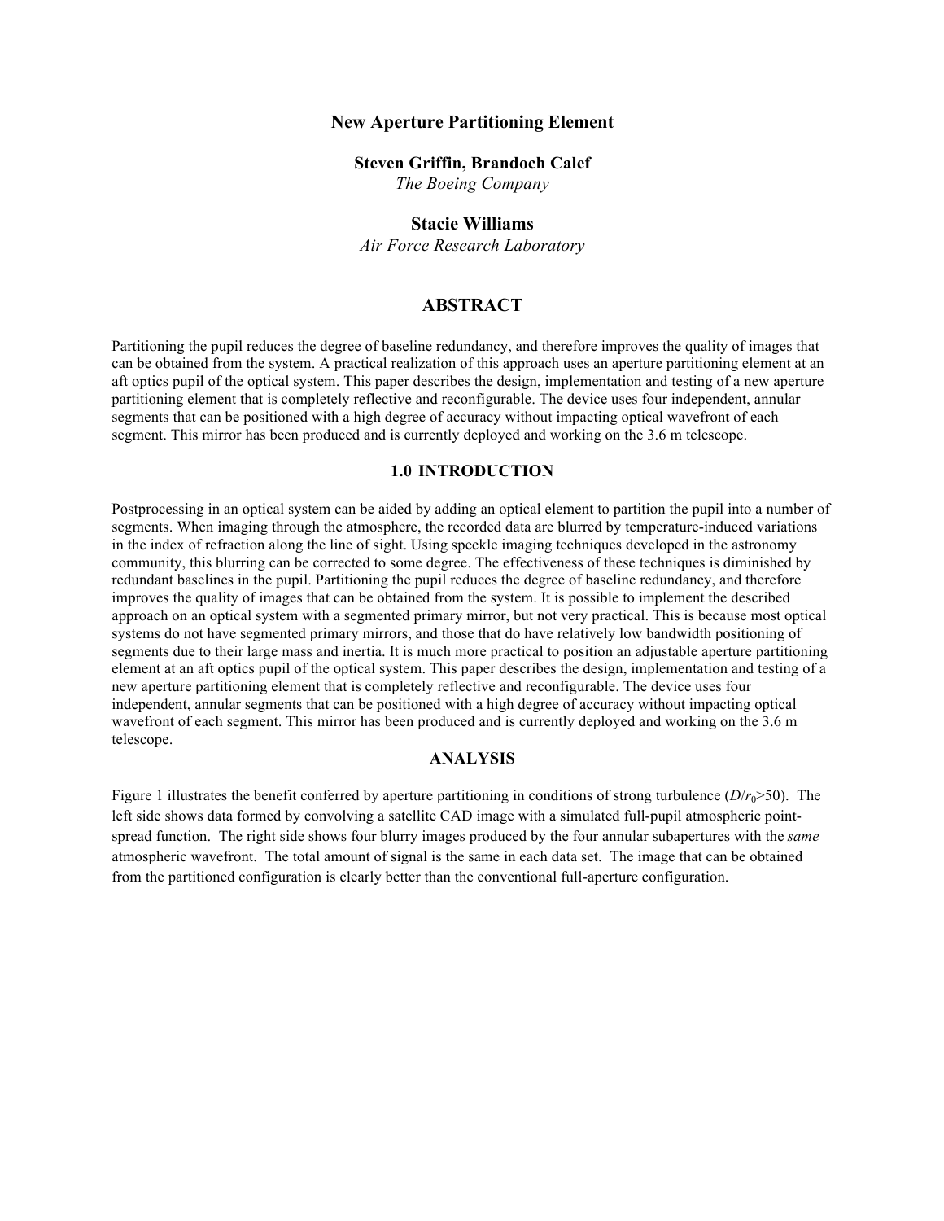# New Aperture Partitioning Element

**Steven Griffin, Brandoch Calef**
*The Boeing Company*

**Stacie Williams**
*Air Force Research Laboratory*

## ABSTRACT

Partitioning the pupil reduces the degree of baseline redundancy, and therefore improves the quality of images that can be obtained from the system. A practical realization of this approach uses an aperture partitioning element at an aft optics pupil of the optical system. This paper describes the design, implementation and testing of a new aperture partitioning element that is completely reflective and reconfigurable. The device uses four independent, annular segments that can be positioned with a high degree of accuracy without impacting optical wavefront of each segment. This mirror has been produced and is currently deployed and working on the 3.6 m telescope.

## 1.0 INTRODUCTION

Postprocessing in an optical system can be aided by adding an optical element to partition the pupil into a number of segments. When imaging through the atmosphere, the recorded data are blurred by temperature-induced variations in the index of refraction along the line of sight. Using speckle imaging techniques developed in the astronomy community, this blurring can be corrected to some degree. The effectiveness of these techniques is diminished by redundant baselines in the pupil. Partitioning the pupil reduces the degree of baseline redundancy, and therefore improves the quality of images that can be obtained from the system. It is possible to implement the described approach on an optical system with a segmented primary mirror, but not very practical. This is because most optical systems do not have segmented primary mirrors, and those that do have relatively low bandwidth positioning of segments due to their large mass and inertia. It is much more practical to position an adjustable aperture partitioning element at an aft optics pupil of the optical system. This paper describes the design, implementation and testing of a new aperture partitioning element that is completely reflective and reconfigurable. The device uses four independent, annular segments that can be positioned with a high degree of accuracy without impacting optical wavefront of each segment. This mirror has been produced and is currently deployed and working on the 3.6 m telescope.

## ANALYSIS

Figure 1 illustrates the benefit conferred by aperture partitioning in conditions of strong turbulence ($D/r_0>50$). The left side shows data formed by convolving a satellite CAD image with a simulated full-pupil atmospheric point-spread function. The right side shows four blurry images produced by the four annular subapertures with the *same* atmospheric wavefront. The total amount of signal is the same in each data set. The image that can be obtained from the partitioned configuration is clearly better than the conventional full-aperture configuration.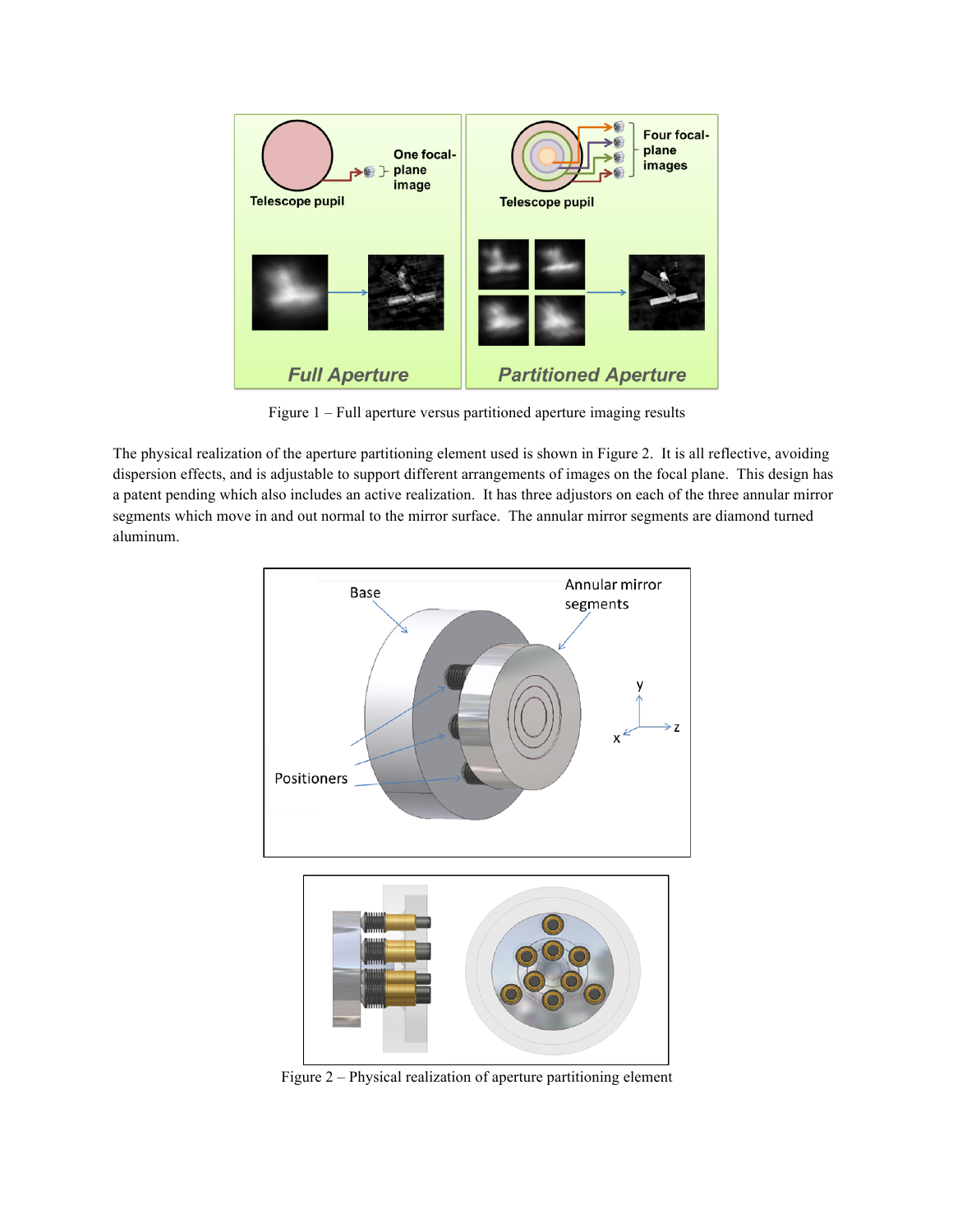Figure 1 – Full aperture versus partitioned aperture imaging results

The physical realization of the aperture partitioning element used is shown in Figure 2. It is all reflective, avoiding dispersion effects, and is adjustable to support different arrangements of images on the focal plane. This design has a patent pending which also includes an active realization. It has three adjustors on each of the three annular mirror segments which move in and out normal to the mirror surface. The annular mirror segments are diamond turned aluminum.

Figure 2 – Physical realization of aperture partitioning element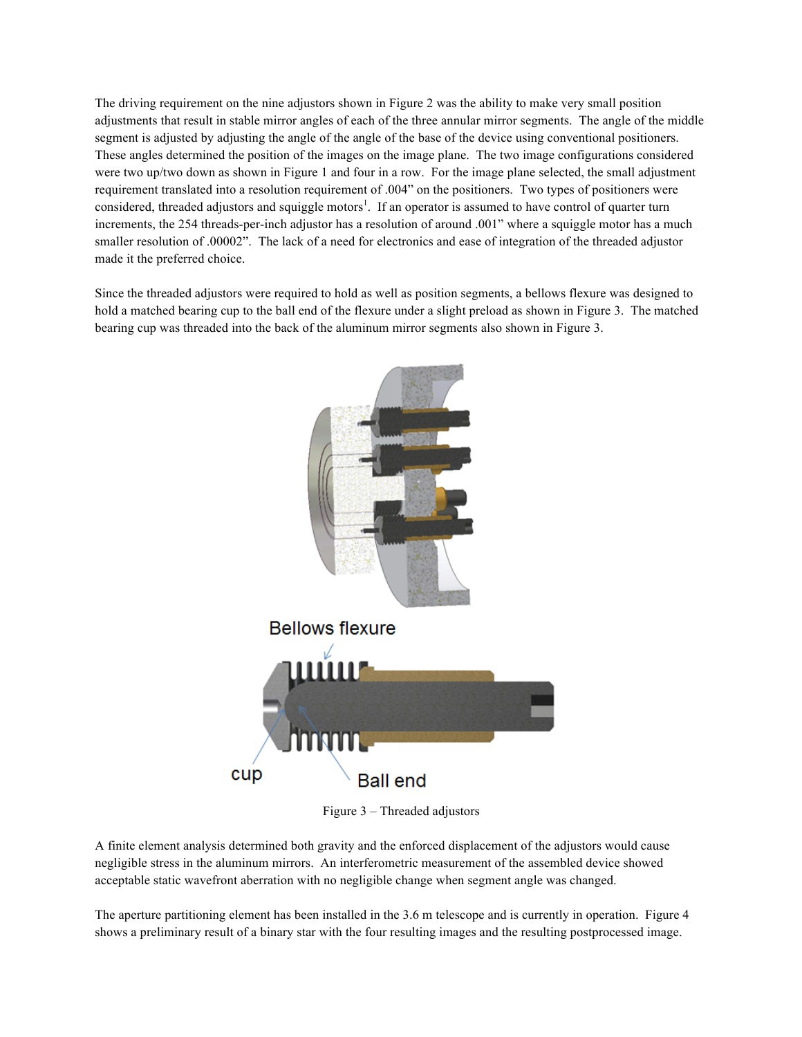The driving requirement on the nine adjustors shown in Figure 2 was the ability to make very small position adjustments that result in stable mirror angles of each of the three annular mirror segments. The angle of the middle segment is adjusted by adjusting the angle of the angle of the base of the device using conventional positioners. These angles determined the position of the images on the image plane. The two image configurations considered were two up/two down as shown in Figure 1 and four in a row. For the image plane selected, the small adjustment requirement translated into a resolution requirement of .004" on the positioners. Two types of positioners were considered, threaded adjustors and squiggle motors[1]. If an operator is assumed to have control of quarter turn increments, the 254 threads-per-inch adjustor has a resolution of around .001" where a squiggle motor has a much smaller resolution of .00002". The lack of a need for electronics and ease of integration of the threaded adjustor made it the preferred choice.

Since the threaded adjustors were required to hold as well as position segments, a bellows flexure was designed to hold a matched bearing cup to the ball end of the flexure under a slight preload as shown in Figure 3. The matched bearing cup was threaded into the back of the aluminum mirror segments also shown in Figure 3.

Bellows flexure

cup

Ball end

Figure 3 – Threaded adjustors

A finite element analysis determined both gravity and the enforced displacement of the adjustors would cause negligible stress in the aluminum mirrors. An interferometric measurement of the assembled device showed acceptable static wavefront aberration with no negligible change when segment angle was changed.

The aperture partitioning element has been installed in the 3.6 m telescope and is currently in operation. Figure 4 shows a preliminary result of a binary star with the four resulting images and the resulting postprocessed image.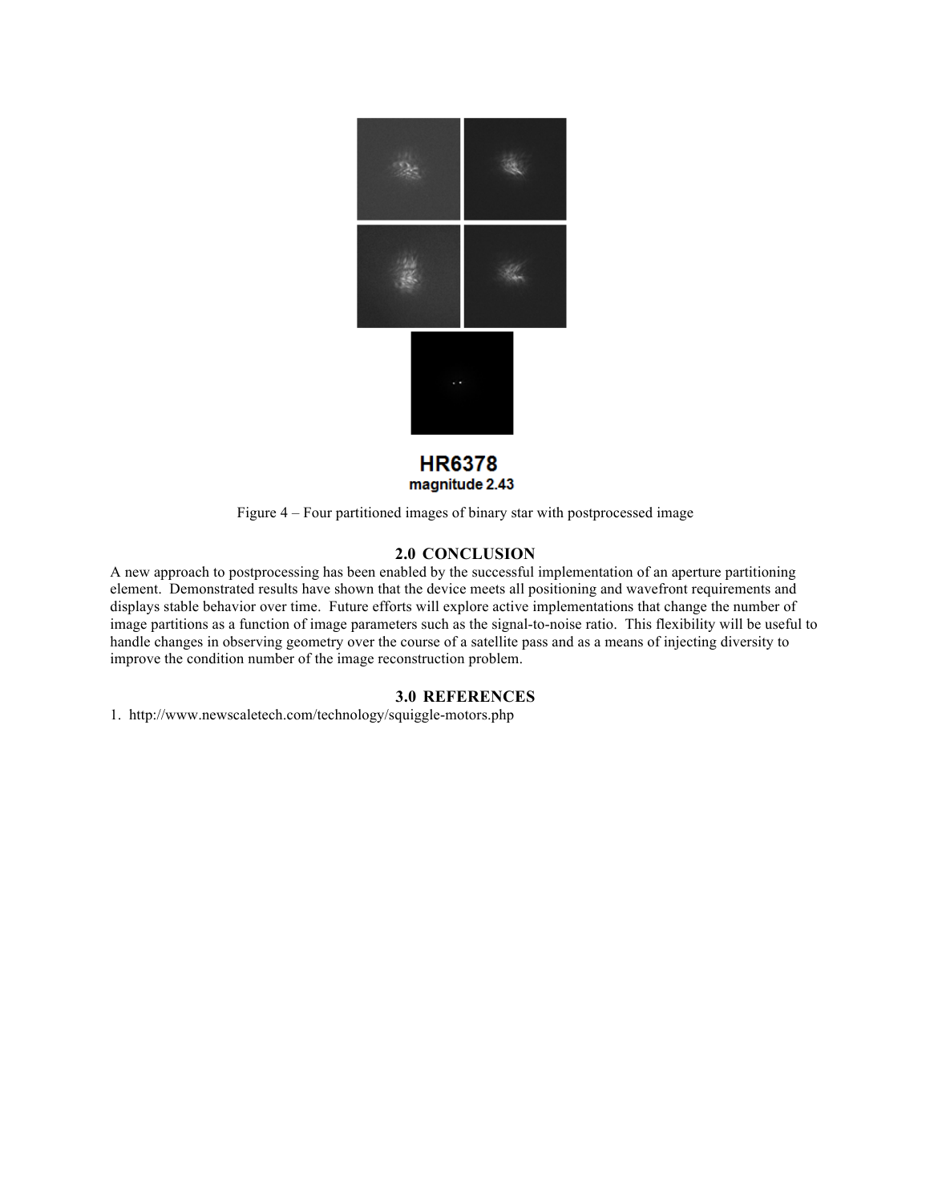HR6378
magnitude 2.43

Figure 4 – Four partitioned images of binary star with postprocessed image

## 2.0 CONCLUSION

A new approach to postprocessing has been enabled by the successful implementation of an aperture partitioning element. Demonstrated results have shown that the device meets all positioning and wavefront requirements and displays stable behavior over time. Future efforts will explore active implementations that change the number of image partitions as a function of image parameters such as the signal-to-noise ratio. This flexibility will be useful to handle changes in observing geometry over the course of a satellite pass and as a means of injecting diversity to improve the condition number of the image reconstruction problem.

## 3.0 REFERENCES

1. http://www.newscaletech.com/technology/squiggle-motors.php